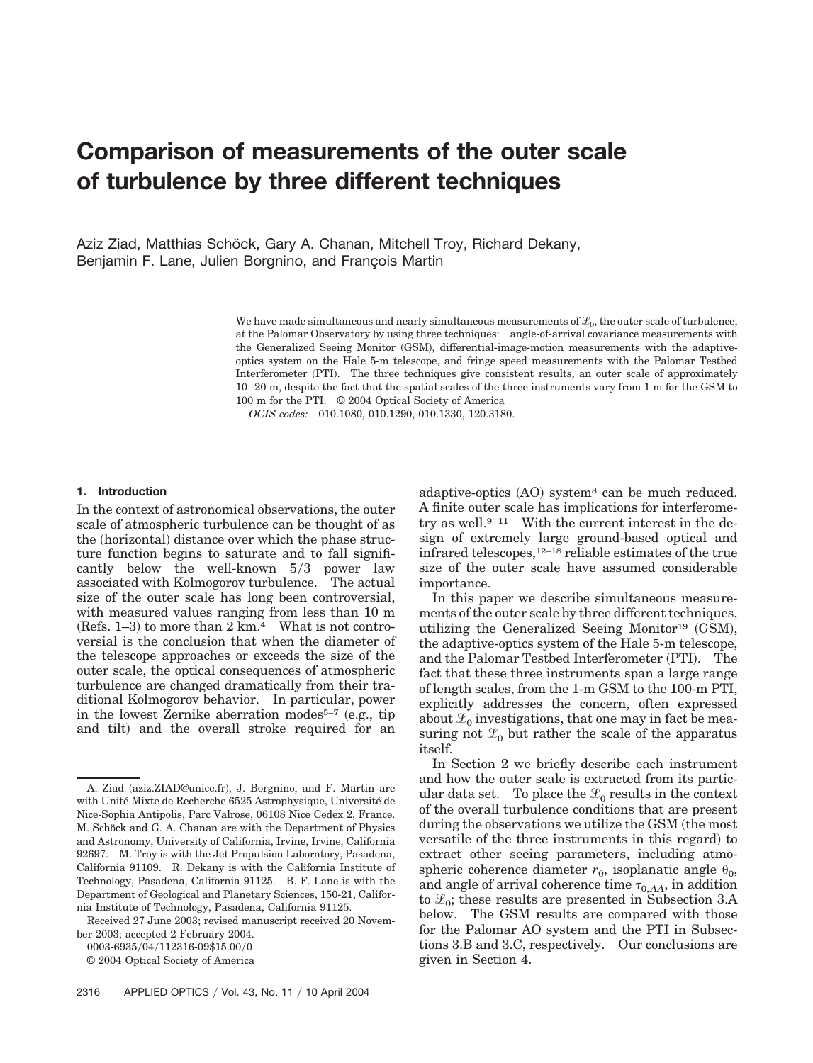# Comparison of measurements of the outer scale of turbulence by three different techniques

Aziz Ziad, Matthias Schöck, Gary A. Chanan, Mitchell Troy, Richard Dekany, Benjamin F. Lane, Julien Borgnino, and François Martin

We have made simultaneous and nearly simultaneous measurements of $\mathscr{L}_0$, the outer scale of turbulence, at the Palomar Observatory by using three techniques: angle-of-arrival covariance measurements with the Generalized Seeing Monitor (GSM), differential-image-motion measurements with the adaptive-optics system on the Hale 5-m telescope, and fringe speed measurements with the Palomar Testbed Interferometer (PTI). The three techniques give consistent results, an outer scale of approximately 10–20 m, despite the fact that the spatial scales of the three instruments vary from 1 m for the GSM to 100 m for the PTI. © 2004 Optical Society of America

*OCIS codes:* 010.1080, 010.1290, 010.1330, 120.3180.

## 1. Introduction

In the context of astronomical observations, the outer scale of atmospheric turbulence can be thought of as the (horizontal) distance over which the phase structure function begins to saturate and to fall significantly below the well-known 5/3 power law associated with Kolmogorov turbulence. The actual size of the outer scale has long been controversial, with measured values ranging from less than 10 m (Refs. 1–3) to more than 2 km.[4] What is not controversial is the conclusion that when the diameter of the telescope approaches or exceeds the size of the outer scale, the optical consequences of atmospheric turbulence are changed dramatically from their traditional Kolmogorov behavior. In particular, power in the lowest Zernike aberration modes[5–7] (e.g., tip and tilt) and the overall stroke required for an adaptive-optics (AO) system[8] can be much reduced. A finite outer scale has implications for interferometry as well.[9–11] With the current interest in the design of extremely large ground-based optical and infrared telescopes,[12–18] reliable estimates of the true size of the outer scale have assumed considerable importance.

In this paper we describe simultaneous measurements of the outer scale by three different techniques, utilizing the Generalized Seeing Monitor[19] (GSM), the adaptive-optics system of the Hale 5-m telescope, and the Palomar Testbed Interferometer (PTI). The fact that these three instruments span a large range of length scales, from the 1-m GSM to the 100-m PTI, explicitly addresses the concern, often expressed about $\mathscr{L}_0$ investigations, that one may in fact be measuring not $\mathscr{L}_0$ but rather the scale of the apparatus itself.

In Section 2 we briefly describe each instrument and how the outer scale is extracted from its particular data set. To place the $\mathscr{L}_0$ results in the context of the overall turbulence conditions that are present during the observations we utilize the GSM (the most versatile of the three instruments in this regard) to extract other seeing parameters, including atmospheric coherence diameter $r_0$, isoplanatic angle $\theta_0$, and angle of arrival coherence time $\tau_{0,AA}$, in addition to $\mathscr{L}_0$; these results are presented in Subsection 3.A below. The GSM results are compared with those for the Palomar AO system and the PTI in Subsections 3.B and 3.C, respectively. Our conclusions are given in Section 4.

---

A. Ziad (aziz.ZIAD@unice.fr), J. Borgnino, and F. Martin are with Unité Mixte de Recherche 6525 Astrophysique, Université de Nice-Sophia Antipolis, Parc Valrose, 06108 Nice Cedex 2, France. M. Schöck and G. A. Chanan are with the Department of Physics and Astronomy, University of California, Irvine, Irvine, California 92697. M. Troy is with the Jet Propulsion Laboratory, Pasadena, California 91109. R. Dekany is with the California Institute of Technology, Pasadena, California 91125. B. F. Lane is with the Department of Geological and Planetary Sciences, 150-21, California Institute of Technology, Pasadena, California 91125.

Received 27 June 2003; revised manuscript received 20 November 2003; accepted 2 February 2004.

0003-6935/04/112316-09$15.00/0

© 2004 Optical Society of America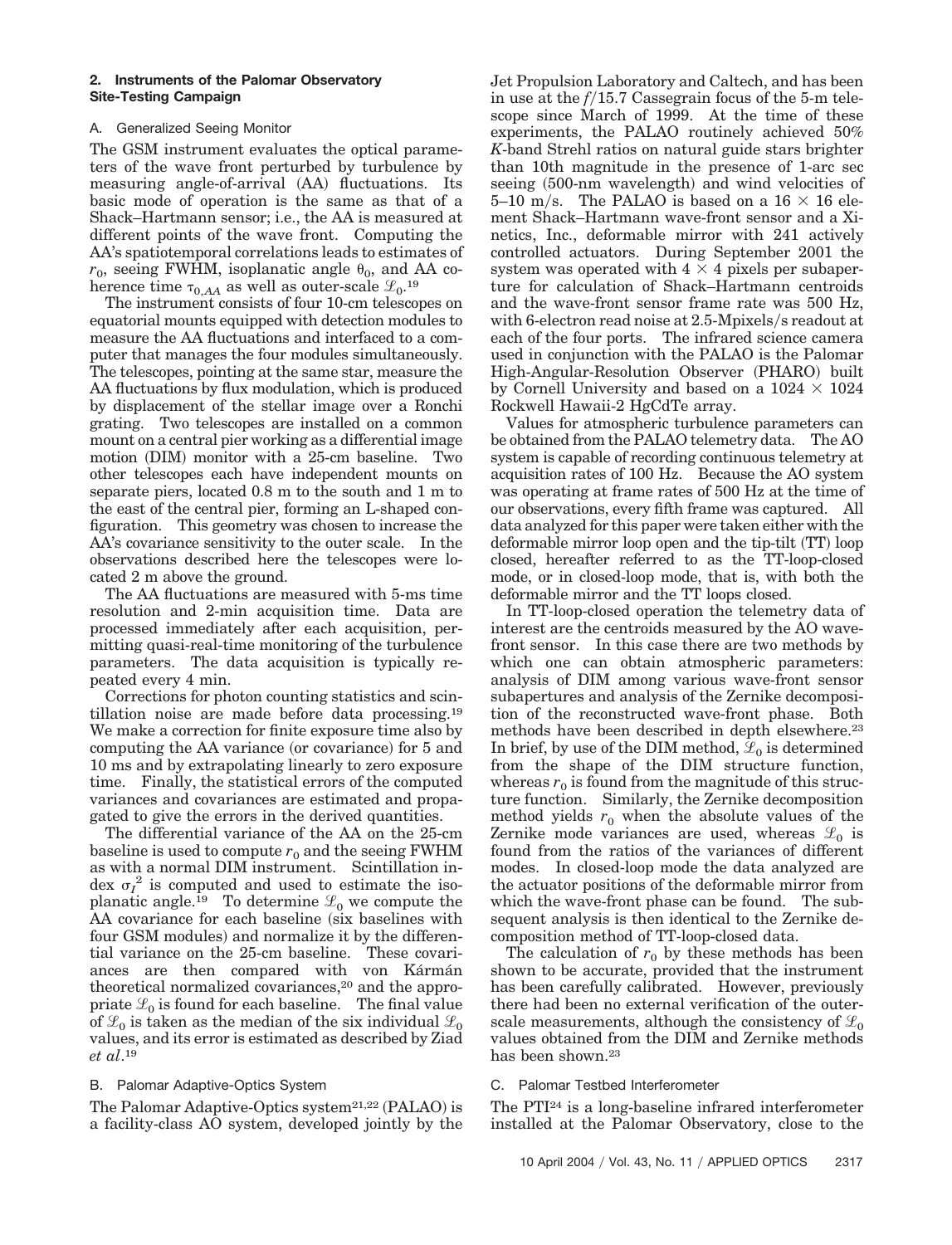### 2. Instruments of the Palomar Observatory Site-Testing Campaign

#### A. Generalized Seeing Monitor

The GSM instrument evaluates the optical parameters of the wave front perturbed by turbulence by measuring angle-of-arrival (AA) fluctuations. Its basic mode of operation is the same as that of a Shack–Hartmann sensor; i.e., the AA is measured at different points of the wave front. Computing the AA's spatiotemporal correlations leads to estimates of $r_0$, seeing FWHM, isoplanatic angle $\theta_0$, and AA coherence time $\tau_{0,AA}$ as well as outer-scale $\mathcal{L}_0$.[19]

The instrument consists of four 10-cm telescopes on equatorial mounts equipped with detection modules to measure the AA fluctuations and interfaced to a computer that manages the four modules simultaneously. The telescopes, pointing at the same star, measure the AA fluctuations by flux modulation, which is produced by displacement of the stellar image over a Ronchi grating. Two telescopes are installed on a common mount on a central pier working as a differential image motion (DIM) monitor with a 25-cm baseline. Two other telescopes each have independent mounts on separate piers, located 0.8 m to the south and 1 m to the east of the central pier, forming an L-shaped configuration. This geometry was chosen to increase the AA's covariance sensitivity to the outer scale. In the observations described here the telescopes were located 2 m above the ground.

The AA fluctuations are measured with 5-ms time resolution and 2-min acquisition time. Data are processed immediately after each acquisition, permitting quasi-real-time monitoring of the turbulence parameters. The data acquisition is typically repeated every 4 min.

Corrections for photon counting statistics and scintillation noise are made before data processing.[19] We make a correction for finite exposure time also by computing the AA variance (or covariance) for 5 and 10 ms and by extrapolating linearly to zero exposure time. Finally, the statistical errors of the computed variances and covariances are estimated and propagated to give the errors in the derived quantities.

The differential variance of the AA on the 25-cm baseline is used to compute $r_0$ and the seeing FWHM as with a normal DIM instrument. Scintillation index $\sigma_I^2$ is computed and used to estimate the isoplanatic angle.[19] To determine $\mathcal{L}_0$ we compute the AA covariance for each baseline (six baselines with four GSM modules) and normalize it by the differential variance on the 25-cm baseline. These covariances are then compared with von Kármán theoretical normalized covariances,[20] and the appropriate $\mathcal{L}_0$ is found for each baseline. The final value of $\mathcal{L}_0$ is taken as the median of the six individual $\mathcal{L}_0$ values, and its error is estimated as described by Ziad *et al*.[19]

#### B. Palomar Adaptive-Optics System

The Palomar Adaptive-Optics system[21,22] (PALAO) is a facility-class AO system, developed jointly by the Jet Propulsion Laboratory and Caltech, and has been in use at the $f/15.7$ Cassegrain focus of the 5-m telescope since March of 1999. At the time of these experiments, the PALAO routinely achieved 50% $K$-band Strehl ratios on natural guide stars brighter than 10th magnitude in the presence of 1-arc sec seeing (500-nm wavelength) and wind velocities of 5–10 m/s. The PALAO is based on a $16 \times 16$ element Shack–Hartmann wave-front sensor and a Xinetics, Inc., deformable mirror with 241 actively controlled actuators. During September 2001 the system was operated with $4 \times 4$ pixels per subaperture for calculation of Shack–Hartmann centroids and the wave-front sensor frame rate was 500 Hz, with 6-electron read noise at 2.5-Mpixels/s readout at each of the four ports. The infrared science camera used in conjunction with the PALAO is the Palomar High-Angular-Resolution Observer (PHARO) built by Cornell University and based on a $1024 \times 1024$ Rockwell Hawaii-2 HgCdTe array.

Values for atmospheric turbulence parameters can be obtained from the PALAO telemetry data. The AO system is capable of recording continuous telemetry at acquisition rates of 100 Hz. Because the AO system was operating at frame rates of 500 Hz at the time of our observations, every fifth frame was captured. All data analyzed for this paper were taken either with the deformable mirror loop open and the tip-tilt (TT) loop closed, hereafter referred to as the TT-loop-closed mode, or in closed-loop mode, that is, with both the deformable mirror and the TT loops closed.

In TT-loop-closed operation the telemetry data of interest are the centroids measured by the AO wave-front sensor. In this case there are two methods by which one can obtain atmospheric parameters: analysis of DIM among various wave-front sensor subapertures and analysis of the Zernike decomposition of the reconstructed wave-front phase. Both methods have been described in depth elsewhere.[23] In brief, by use of the DIM method, $\mathcal{L}_0$ is determined from the shape of the DIM structure function, whereas $r_0$ is found from the magnitude of this structure function. Similarly, the Zernike decomposition method yields $r_0$ when the absolute values of the Zernike mode variances are used, whereas $\mathcal{L}_0$ is found from the ratios of the variances of different modes. In closed-loop mode the data analyzed are the actuator positions of the deformable mirror from which the wave-front phase can be found. The subsequent analysis is then identical to the Zernike decomposition method of TT-loop-closed data.

The calculation of $r_0$ by these methods has been shown to be accurate, provided that the instrument has been carefully calibrated. However, previously there had been no external verification of the outer-scale measurements, although the consistency of $\mathcal{L}_0$ values obtained from the DIM and Zernike methods has been shown.[23]

#### C. Palomar Testbed Interferometer

The PTI[24] is a long-baseline infrared interferometer installed at the Palomar Observatory, close to the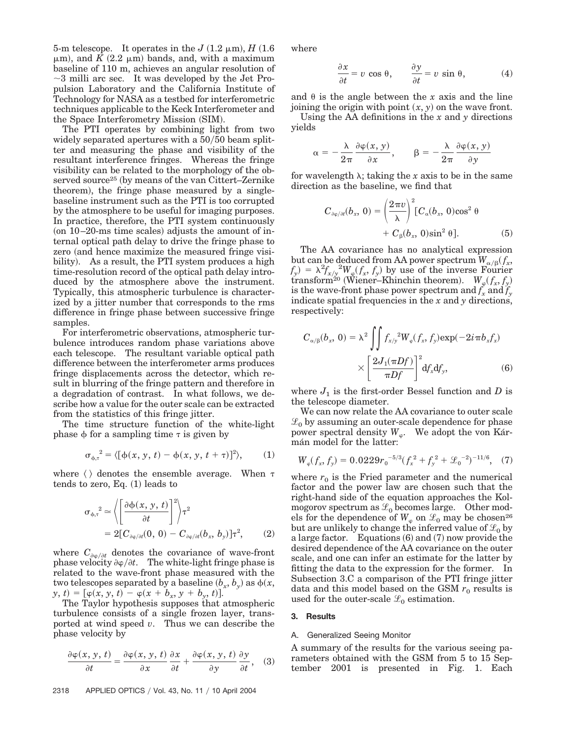5-m telescope. It operates in the $J$ (1.2 μm), $H$ (1.6 μm), and $K$ (2.2 μm) bands, and, with a maximum baseline of 110 m, achieves an angular resolution of ~3 milli arc sec. It was developed by the Jet Propulsion Laboratory and the California Institute of Technology for NASA as a testbed for interferometric techniques applicable to the Keck Interferometer and the Space Interferometry Mission (SIM).

The PTI operates by combining light from two widely separated apertures with a 50/50 beam splitter and measuring the phase and visibility of the resultant interference fringes. Whereas the fringe visibility can be related to the morphology of the observed source[25] (by means of the van Cittert–Zernike theorem), the fringe phase measured by a single-baseline instrument such as the PTI is too corrupted by the atmosphere to be useful for imaging purposes. In practice, therefore, the PTI system continuously (on 10–20-ms time scales) adjusts the amount of internal optical path delay to drive the fringe phase to zero (and hence maximize the measured fringe visibility). As a result, the PTI system produces a high time-resolution record of the optical path delay introduced by the atmosphere above the instrument. Typically, this atmospheric turbulence is characterized by a jitter number that corresponds to the rms difference in fringe phase between successive fringe samples.

For interferometric observations, atmospheric turbulence introduces random phase variations above each telescope. The resultant variable optical path difference between the interferometer arms produces fringe displacements across the detector, which result in blurring of the fringe pattern and therefore in a degradation of contrast. In what follows, we describe how a value for the outer scale can be extracted from the statistics of this fringe jitter.

The time structure function of the white-light phase $\phi$ for a sampling time $\tau$ is given by

$$\sigma_{\phi,\tau}^{2} = \langle[\phi(x, y, t) - \phi(x, y, t + \tau)]^{2}\rangle, \tag{1}$$

where $\langle\ \rangle$ denotes the ensemble average. When $\tau$ tends to zero, Eq. (1) leads to

$$\begin{aligned}\sigma_{\phi,\tau}^{2} &\simeq \left\langle\left[\frac{\partial\phi(x, y, t)}{\partial t}\right]^{2}\right\rangle\tau^{2} \\ &= 2[C_{\partial\varphi/\partial t}(0, 0) - C_{\partial\varphi/\partial t}(b_x, b_y)]\tau^{2},\end{aligned} \tag{2}$$

where $C_{\partial\varphi/\partial t}$ denotes the covariance of wave-front phase velocity $\partial\varphi/\partial t$. The white-light fringe phase is related to the wave-front phase measured with the two telescopes separated by a baseline $(b_x, b_y)$ as $\phi(x, y, t) = [\varphi(x, y, t) - \varphi(x + b_x, y + b_y, t)]$.

The Taylor hypothesis supposes that atmospheric turbulence consists of a single frozen layer, transported at wind speed $v$. Thus we can describe the phase velocity by

$$\frac{\partial\varphi(x, y, t)}{\partial t} = \frac{\partial\varphi(x, y, t)}{\partial x}\frac{\partial x}{\partial t} + \frac{\partial\varphi(x, y, t)}{\partial y}\frac{\partial y}{\partial t}, \tag{3}$$

where

$$\frac{\partial x}{\partial t} = v\cos\theta, \qquad \frac{\partial y}{\partial t} = v\sin\theta, \tag{4}$$

and $\theta$ is the angle between the $x$ axis and the line joining the origin with point $(x, y)$ on the wave front.

Using the AA definitions in the $x$ and $y$ directions yields

$$\alpha = -\frac{\lambda}{2\pi}\frac{\partial\varphi(x, y)}{\partial x}, \qquad \beta = -\frac{\lambda}{2\pi}\frac{\partial\varphi(x, y)}{\partial y}$$

for wavelength $\lambda$; taking the $x$ axis to be in the same direction as the baseline, we find that

$$\begin{aligned}C_{\partial\varphi/\partial t}(b_x, 0) = \left(\frac{2\pi v}{\lambda}\right)^{2}[&C_{\alpha}(b_x, 0)\cos^{2}\theta \\ &+ C_{\beta}(b_x, 0)\sin^{2}\theta].\end{aligned} \tag{5}$$

The AA covariance has no analytical expression but can be deduced from AA power spectrum $W_{\alpha/\beta}(f_x, f_y) = \lambda^{2}f_{x/y}^{2}W_{\varphi}(f_x, f_y)$ by use of the inverse Fourier transform[20] (Wiener–Khinchin theorem). $W_{\varphi}(f_x, f_y)$ is the wave-front phase power spectrum and $f_x$ and $f_y$ indicate spatial frequencies in the $x$ and $y$ directions, respectively:

$$\begin{aligned}C_{\alpha/\beta}(b_x, 0) = \lambda^{2}\iint &f_{x/y}^{2}W_{\varphi}(f_x, f_y)\exp(-2i\pi b_x f_x) \\ &\times\left[\frac{2J_1(\pi Df)}{\pi Df}\right]^{2}\mathrm{d}f_x\mathrm{d}f_y,\end{aligned} \tag{6}$$

where $J_1$ is the first-order Bessel function and $D$ is the telescope diameter.

We can now relate the AA covariance to outer scale $\mathscr{L}_0$ by assuming an outer-scale dependence for phase power spectral density $W_{\varphi}$. We adopt the von Kármán model for the latter:

$$W_{\varphi}(f_x, f_y) = 0.0229r_0^{-5/3}(f_x^{2} + f_y^{2} + \mathscr{L}_0^{-2})^{-11/6}, \tag{7}$$

where $r_0$ is the Fried parameter and the numerical factor and the power law are chosen such that the right-hand side of the equation approaches the Kolmogorov spectrum as $\mathscr{L}_0$ becomes large. Other models for the dependence of $W_{\varphi}$ on $\mathscr{L}_0$ may be chosen[26] but are unlikely to change the inferred value of $\mathscr{L}_0$ by a large factor. Equations (6) and (7) now provide the desired dependence of the AA covariance on the outer scale, and one can infer an estimate for the latter by fitting the data to the expression for the former. In Subsection 3.C a comparison of the PTI fringe jitter data and this model based on the GSM $r_0$ results is used for the outer-scale $\mathscr{L}_0$ estimation.

## 3. Results

### A. Generalized Seeing Monitor

A summary of the results for the various seeing parameters obtained with the GSM from 5 to 15 September 2001 is presented in Fig. 1. Each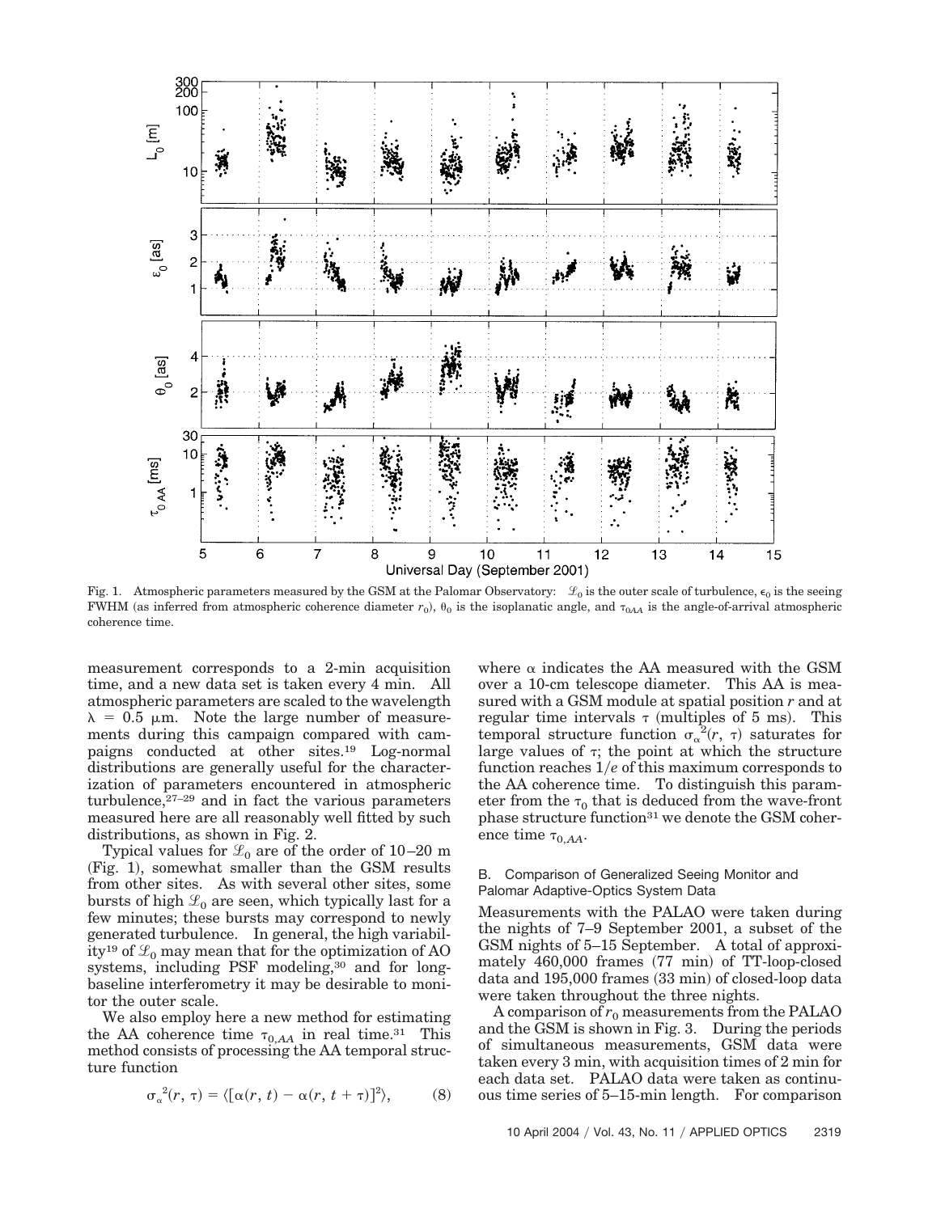Fig. 1. Atmospheric parameters measured by the GSM at the Palomar Observatory: $\mathscr{L}_0$ is the outer scale of turbulence, $\epsilon_0$ is the seeing FWHM (as inferred from atmospheric coherence diameter $r_0$), $\theta_0$ is the isoplanatic angle, and $\tau_{0AA}$ is the angle-of-arrival atmospheric coherence time.

measurement corresponds to a 2-min acquisition time, and a new data set is taken every 4 min. All atmospheric parameters are scaled to the wavelength $\lambda = 0.5\ \mu\text{m}$. Note the large number of measurements during this campaign compared with campaigns conducted at other sites.[19] Log-normal distributions are generally useful for the characterization of parameters encountered in atmospheric turbulence,[27–29] and in fact the various parameters measured here are all reasonably well fitted by such distributions, as shown in Fig. 2.

Typical values for $\mathscr{L}_0$ are of the order of 10–20 m (Fig. 1), somewhat smaller than the GSM results from other sites. As with several other sites, some bursts of high $\mathscr{L}_0$ are seen, which typically last for a few minutes; these bursts may correspond to newly generated turbulence. In general, the high variability[19] of $\mathscr{L}_0$ may mean that for the optimization of AO systems, including PSF modeling,[30] and for long-baseline interferometry it may be desirable to monitor the outer scale.

We also employ here a new method for estimating the AA coherence time $\tau_{0,AA}$ in real time.[31] This method consists of processing the AA temporal structure function

$$\sigma_\alpha^{\ 2}(r, \tau) = \langle [\alpha(r, t) - \alpha(r, t + \tau)]^2 \rangle, \tag{8}$$

where $\alpha$ indicates the AA measured with the GSM over a 10-cm telescope diameter. This AA is measured with a GSM module at spatial position $r$ and at regular time intervals $\tau$ (multiples of 5 ms). This temporal structure function $\sigma_\alpha^{\ 2}(r, \tau)$ saturates for large values of $\tau$; the point at which the structure function reaches $1/e$ of this maximum corresponds to the AA coherence time. To distinguish this parameter from the $\tau_0$ that is deduced from the wave-front phase structure function[31] we denote the GSM coherence time $\tau_{0,AA}$.

### B. Comparison of Generalized Seeing Monitor and Palomar Adaptive-Optics System Data

Measurements with the PALAO were taken during the nights of 7–9 September 2001, a subset of the GSM nights of 5–15 September. A total of approximately 460,000 frames (77 min) of TT-loop-closed data and 195,000 frames (33 min) of closed-loop data were taken throughout the three nights.

A comparison of $r_0$ measurements from the PALAO and the GSM is shown in Fig. 3. During the periods of simultaneous measurements, GSM data were taken every 3 min, with acquisition times of 2 min for each data set. PALAO data were taken as continuous time series of 5–15-min length. For comparison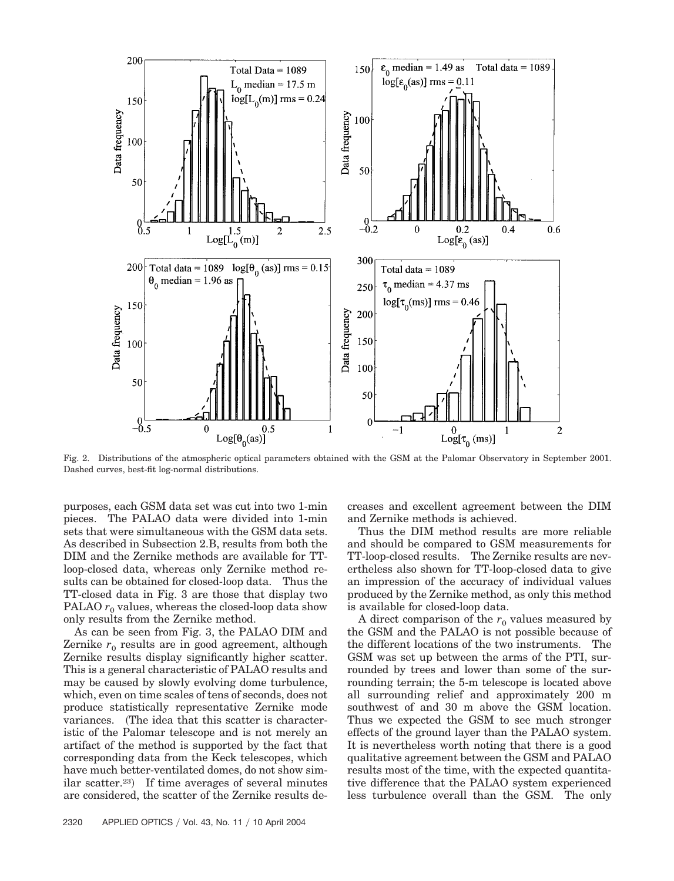Fig. 2. Distributions of the atmospheric optical parameters obtained with the GSM at the Palomar Observatory in September 2001. Dashed curves, best-fit log-normal distributions.

purposes, each GSM data set was cut into two 1-min pieces. The PALAO data were divided into 1-min sets that were simultaneous with the GSM data sets. As described in Subsection 2.B, results from both the DIM and the Zernike methods are available for TT-loop-closed data, whereas only Zernike method results can be obtained for closed-loop data. Thus the TT-closed data in Fig. 3 are those that display two PALAO $r_0$ values, whereas the closed-loop data show only results from the Zernike method.

As can be seen from Fig. 3, the PALAO DIM and Zernike $r_0$ results are in good agreement, although Zernike results display significantly higher scatter. This is a general characteristic of PALAO results and may be caused by slowly evolving dome turbulence, which, even on time scales of tens of seconds, does not produce statistically representative Zernike mode variances. (The idea that this scatter is characteristic of the Palomar telescope and is not merely an artifact of the method is supported by the fact that corresponding data from the Keck telescopes, which have much better-ventilated domes, do not show similar scatter.[23]) If time averages of several minutes are considered, the scatter of the Zernike results decreases and excellent agreement between the DIM and Zernike methods is achieved.

Thus the DIM method results are more reliable and should be compared to GSM measurements for TT-loop-closed results. The Zernike results are nevertheless also shown for TT-loop-closed data to give an impression of the accuracy of individual values produced by the Zernike method, as only this method is available for closed-loop data.

A direct comparison of the $r_0$ values measured by the GSM and the PALAO is not possible because of the different locations of the two instruments. The GSM was set up between the arms of the PTI, surrounded by trees and lower than some of the surrounding terrain; the 5-m telescope is located above all surrounding relief and approximately 200 m southwest of and 30 m above the GSM location. Thus we expected the GSM to see much stronger effects of the ground layer than the PALAO system. It is nevertheless worth noting that there is a good qualitative agreement between the GSM and PALAO results most of the time, with the expected quantitative difference that the PALAO system experienced less turbulence overall than the GSM. The only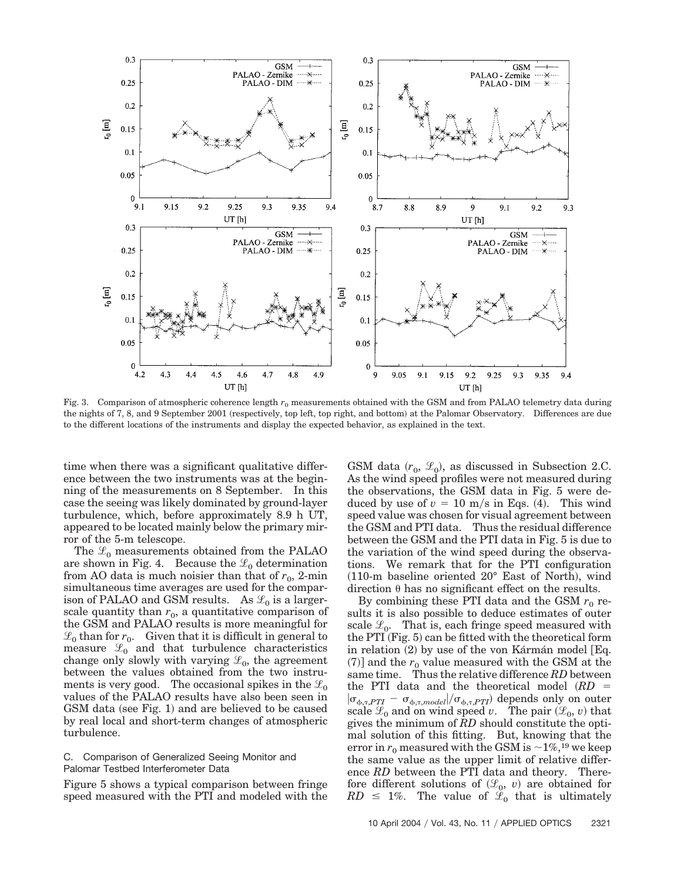Fig. 3. Comparison of atmospheric coherence length $r_0$ measurements obtained with the GSM and from PALAO telemetry data during the nights of 7, 8, and 9 September 2001 (respectively, top left, top right, and bottom) at the Palomar Observatory. Differences are due to the different locations of the instruments and display the expected behavior, as explained in the text.

time when there was a significant qualitative difference between the two instruments was at the beginning of the measurements on 8 September. In this case the seeing was likely dominated by ground-layer turbulence, which, before approximately 8.9 h UT, appeared to be located mainly below the primary mirror of the 5-m telescope.

The $\mathcal{L}_0$ measurements obtained from the PALAO are shown in Fig. 4. Because the $\mathcal{L}_0$ determination from AO data is much noisier than that of $r_0$, 2-min simultaneous time averages are used for the comparison of PALAO and GSM results. As $\mathcal{L}_0$ is a larger-scale quantity than $r_0$, a quantitative comparison of the GSM and PALAO results is more meaningful for $\mathcal{L}_0$ than for $r_0$. Given that it is difficult in general to measure $\mathcal{L}_0$ and that turbulence characteristics change only slowly with varying $\mathcal{L}_0$, the agreement between the values obtained from the two instruments is very good. The occasional spikes in the $\mathcal{L}_0$ values of the PALAO results have also been seen in GSM data (see Fig. 1) and are believed to be caused by real local and short-term changes of atmospheric turbulence.

### C. Comparison of Generalized Seeing Monitor and Palomar Testbed Interferometer Data

Figure 5 shows a typical comparison between fringe speed measured with the PTI and modeled with the GSM data ($r_0$, $\mathcal{L}_0$), as discussed in Subsection 2.C. As the wind speed profiles were not measured during the observations, the GSM data in Fig. 5 were deduced by use of $v = 10$ m/s in Eqs. (4). This wind speed value was chosen for visual agreement between the GSM and PTI data. Thus the residual difference between the GSM and the PTI data in Fig. 5 is due to the variation of the wind speed during the observations. We remark that for the PTI configuration (110-m baseline oriented 20° East of North), wind direction $\theta$ has no significant effect on the results.

By combining these PTI data and the GSM $r_0$ results it is also possible to deduce estimates of outer scale $\mathcal{L}_0$. That is, each fringe speed measured with the PTI (Fig. 5) can be fitted with the theoretical form in relation (2) by use of the von Kármán model [Eq. (7)] and the $r_0$ value measured with the GSM at the same time. Thus the relative difference *RD* between the PTI data and the theoretical model ($RD = |\sigma_{\phi,\tau,PTI} - \sigma_{\phi,\tau,model}|/\sigma_{\phi,\tau,PTI}$) depends only on outer scale $\mathcal{L}_0$ and on wind speed $v$. The pair ($\mathcal{L}_0$, $v$) that gives the minimum of *RD* should constitute the optimal solution of this fitting. But, knowing that the error in $r_0$ measured with the GSM is ~1%,[19] we keep the same value as the upper limit of relative difference *RD* between the PTI data and theory. Therefore different solutions of ($\mathcal{L}_0$, $v$) are obtained for $RD \leq 1\%$. The value of $\mathcal{L}_0$ that is ultimately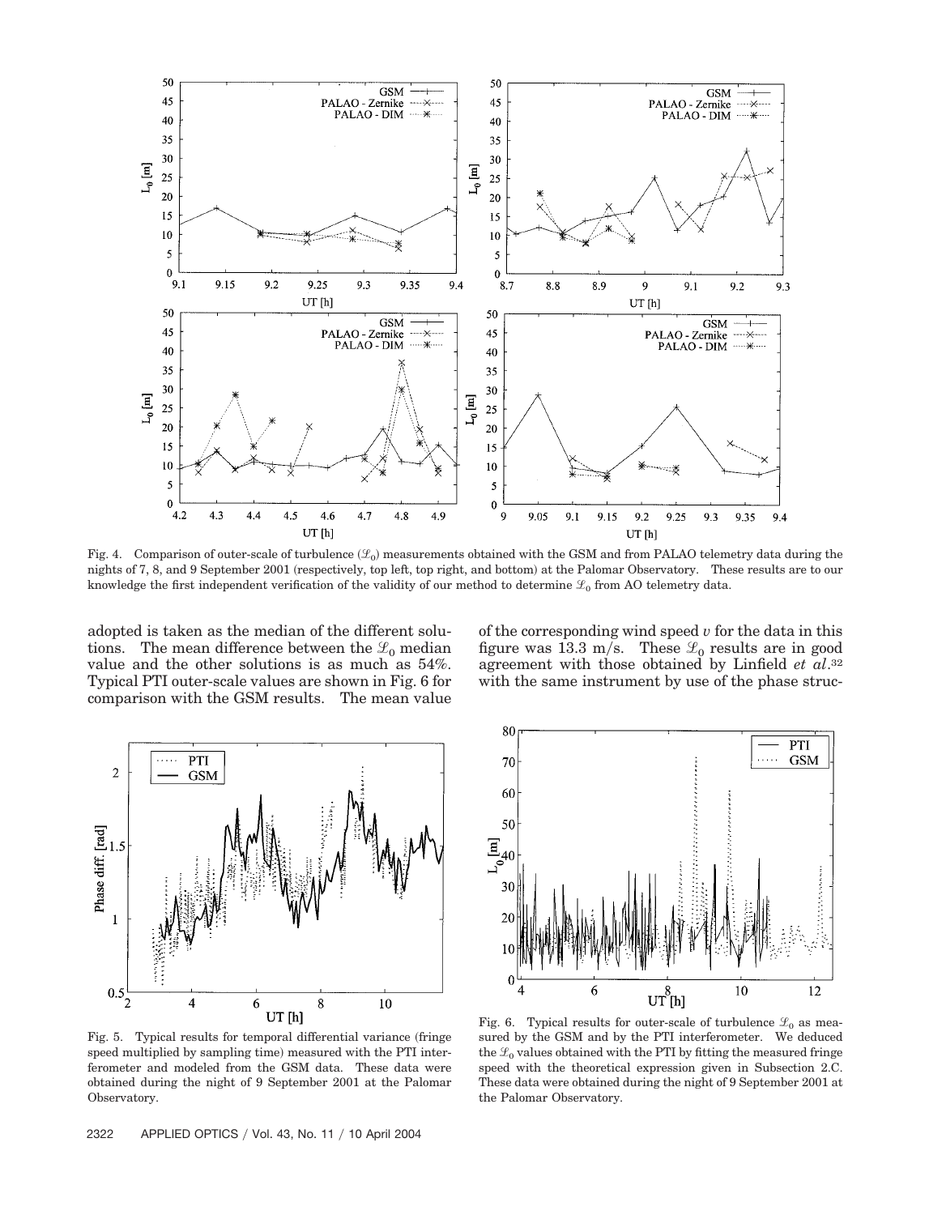Fig. 4. Comparison of outer-scale of turbulence ($\mathscr{L}_0$) measurements obtained with the GSM and from PALAO telemetry data during the nights of 7, 8, and 9 September 2001 (respectively, top left, top right, and bottom) at the Palomar Observatory. These results are to our knowledge the first independent verification of the validity of our method to determine $\mathscr{L}_0$ from AO telemetry data.

adopted is taken as the median of the different solutions. The mean difference between the $\mathscr{L}_0$ median value and the other solutions is as much as 54%. Typical PTI outer-scale values are shown in Fig. 6 for comparison with the GSM results. The mean value of the corresponding wind speed $v$ for the data in this figure was 13.3 m/s. These $\mathscr{L}_0$ results are in good agreement with those obtained by Linfield *et al.*[32] with the same instrument by use of the phase struc-

Fig. 5. Typical results for temporal differential variance (fringe speed multiplied by sampling time) measured with the PTI interferometer and modeled from the GSM data. These data were obtained during the night of 9 September 2001 at the Palomar Observatory.

Fig. 6. Typical results for outer-scale of turbulence $\mathscr{L}_0$ as measured by the GSM and by the PTI interferometer. We deduced the $\mathscr{L}_0$ values obtained with the PTI by fitting the measured fringe speed with the theoretical expression given in Subsection 2.C. These data were obtained during the night of 9 September 2001 at the Palomar Observatory.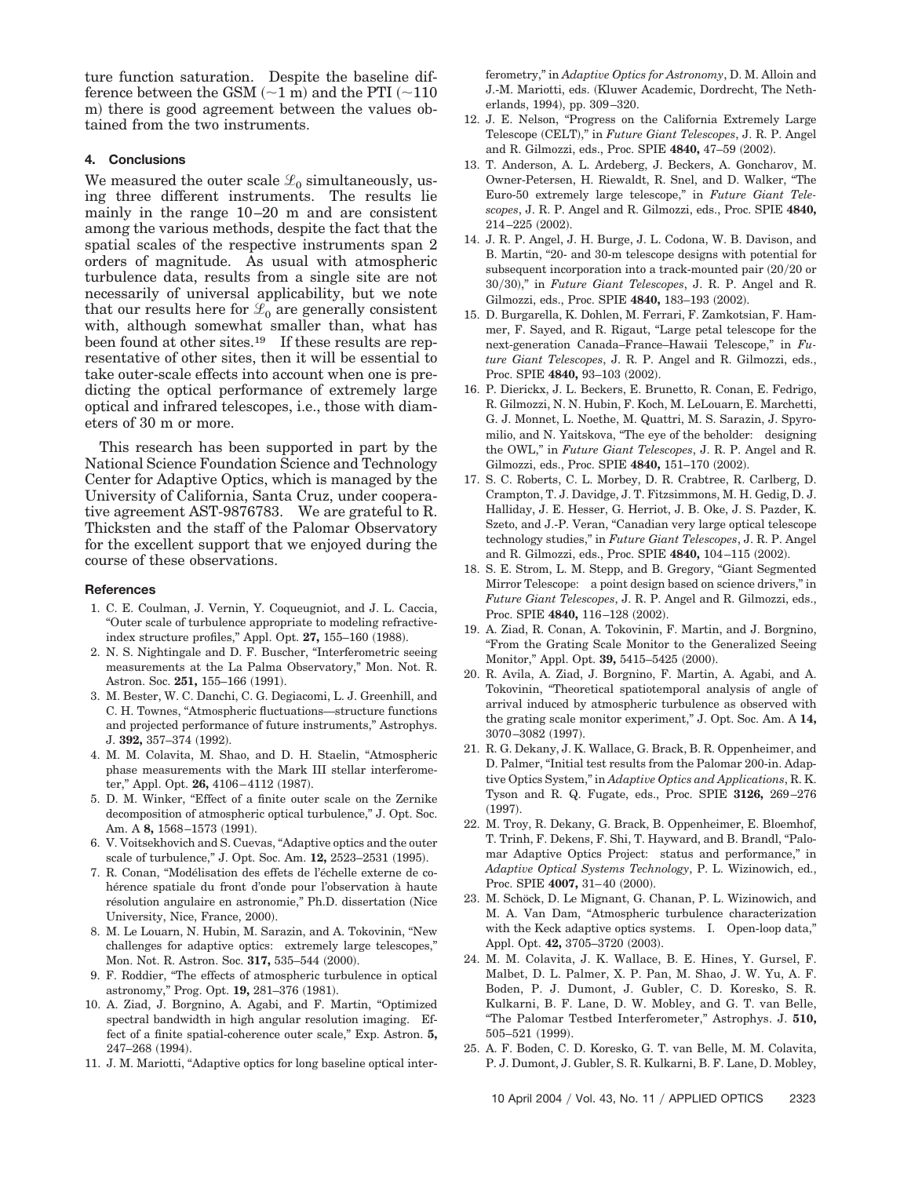ture function saturation. Despite the baseline difference between the GSM ($\sim$1 m) and the PTI ($\sim$110 m) there is good agreement between the values obtained from the two instruments.

## 4. Conclusions

We measured the outer scale $\mathscr{L}_0$ simultaneously, using three different instruments. The results lie mainly in the range 10–20 m and are consistent among the various methods, despite the fact that the spatial scales of the respective instruments span 2 orders of magnitude. As usual with atmospheric turbulence data, results from a single site are not necessarily of universal applicability, but we note that our results here for $\mathscr{L}_0$ are generally consistent with, although somewhat smaller than, what has been found at other sites.[19] If these results are representative of other sites, then it will be essential to take outer-scale effects into account when one is predicting the optical performance of extremely large optical and infrared telescopes, i.e., those with diameters of 30 m or more.

This research has been supported in part by the National Science Foundation Science and Technology Center for Adaptive Optics, which is managed by the University of California, Santa Cruz, under cooperative agreement AST-9876783. We are grateful to R. Thicksten and the staff of the Palomar Observatory for the excellent support that we enjoyed during the course of these observations.

### References

1. C. E. Coulman, J. Vernin, Y. Coqueugniot, and J. L. Caccia, "Outer scale of turbulence appropriate to modeling refractive-index structure profiles," Appl. Opt. **27,** 155–160 (1988).
2. N. S. Nightingale and D. F. Buscher, "Interferometric seeing measurements at the La Palma Observatory," Mon. Not. R. Astron. Soc. **251,** 155–166 (1991).
3. M. Bester, W. C. Danchi, C. G. Degiacomi, L. J. Greenhill, and C. H. Townes, "Atmospheric fluctuations—structure functions and projected performance of future instruments," Astrophys. J. **392,** 357–374 (1992).
4. M. M. Colavita, M. Shao, and D. H. Staelin, "Atmospheric phase measurements with the Mark III stellar interferometer," Appl. Opt. **26,** 4106–4112 (1987).
5. D. M. Winker, "Effect of a finite outer scale on the Zernike decomposition of atmospheric optical turbulence," J. Opt. Soc. Am. A **8,** 1568–1573 (1991).
6. V. Voitsekhovich and S. Cuevas, "Adaptive optics and the outer scale of turbulence," J. Opt. Soc. Am. **12,** 2523–2531 (1995).
7. R. Conan, "Modélisation des effets de l'échelle externe de cohérence spatiale du front d'onde pour l'observation à haute résolution angulaire en astronomie," Ph.D. dissertation (Nice University, Nice, France, 2000).
8. M. Le Louarn, N. Hubin, M. Sarazin, and A. Tokovinin, "New challenges for adaptive optics: extremely large telescopes," Mon. Not. R. Astron. Soc. **317,** 535–544 (2000).
9. F. Roddier, "The effects of atmospheric turbulence in optical astronomy," Prog. Opt. **19,** 281–376 (1981).
10. A. Ziad, J. Borgnino, A. Agabi, and F. Martin, "Optimized spectral bandwidth in high angular resolution imaging. Effect of a finite spatial-coherence outer scale," Exp. Astron. **5,** 247–268 (1994).
11. J. M. Mariotti, "Adaptive optics for long baseline optical interferometry," in *Adaptive Optics for Astronomy*, D. M. Alloin and J.-M. Mariotti, eds. (Kluwer Academic, Dordrecht, The Netherlands, 1994), pp. 309–320.
12. J. E. Nelson, "Progress on the California Extremely Large Telescope (CELT)," in *Future Giant Telescopes*, J. R. P. Angel and R. Gilmozzi, eds., Proc. SPIE **4840,** 47–59 (2002).
13. T. Anderson, A. L. Ardeberg, J. Beckers, A. Goncharov, M. Owner-Petersen, H. Riewaldt, R. Snel, and D. Walker, "The Euro-50 extremely large telescope," in *Future Giant Telescopes*, J. R. P. Angel and R. Gilmozzi, eds., Proc. SPIE **4840,** 214–225 (2002).
14. J. R. P. Angel, J. H. Burge, J. L. Codona, W. B. Davison, and B. Martin, "20- and 30-m telescope designs with potential for subsequent incorporation into a track-mounted pair (20/20 or 30/30)," in *Future Giant Telescopes*, J. R. P. Angel and R. Gilmozzi, eds., Proc. SPIE **4840,** 183–193 (2002).
15. D. Burgarella, K. Dohlen, M. Ferrari, F. Zamkotsian, F. Hammer, F. Sayed, and R. Rigaut, "Large petal telescope for the next-generation Canada–France–Hawaii Telescope," in *Future Giant Telescopes*, J. R. P. Angel and R. Gilmozzi, eds., Proc. SPIE **4840,** 93–103 (2002).
16. P. Dierickx, J. L. Beckers, E. Brunetto, R. Conan, E. Fedrigo, R. Gilmozzi, N. N. Hubin, F. Koch, M. LeLouarn, E. Marchetti, G. J. Monnet, L. Noethe, M. Quattri, M. S. Sarazin, J. Spyromilio, and N. Yaitskova, "The eye of the beholder: designing the OWL," in *Future Giant Telescopes*, J. R. P. Angel and R. Gilmozzi, eds., Proc. SPIE **4840,** 151–170 (2002).
17. S. C. Roberts, C. L. Morbey, D. R. Crabtree, R. Carlberg, D. Crampton, T. J. Davidge, J. T. Fitzsimmons, M. H. Gedig, D. J. Halliday, J. E. Hesser, G. Herriot, J. B. Oke, J. S. Pazder, K. Szeto, and J.-P. Veran, "Canadian very large optical telescope technology studies," in *Future Giant Telescopes*, J. R. P. Angel and R. Gilmozzi, eds., Proc. SPIE **4840,** 104–115 (2002).
18. S. E. Strom, L. M. Stepp, and B. Gregory, "Giant Segmented Mirror Telescope: a point design based on science drivers," in *Future Giant Telescopes*, J. R. P. Angel and R. Gilmozzi, eds., Proc. SPIE **4840,** 116–128 (2002).
19. A. Ziad, R. Conan, A. Tokovinin, F. Martin, and J. Borgnino, "From the Grating Scale Monitor to the Generalized Seeing Monitor," Appl. Opt. **39,** 5415–5425 (2000).
20. R. Avila, A. Ziad, J. Borgnino, F. Martin, A. Agabi, and A. Tokovinin, "Theoretical spatiotemporal analysis of angle of arrival induced by atmospheric turbulence as observed with the grating scale monitor experiment," J. Opt. Soc. Am. A **14,** 3070–3082 (1997).
21. R. G. Dekany, J. K. Wallace, G. Brack, B. R. Oppenheimer, and D. Palmer, "Initial test results from the Palomar 200-in. Adaptive Optics System," in *Adaptive Optics and Applications*, R. K. Tyson and R. Q. Fugate, eds., Proc. SPIE **3126,** 269–276 (1997).
22. M. Troy, R. Dekany, G. Brack, B. Oppenheimer, E. Bloemhof, T. Trinh, F. Dekens, F. Shi, T. Hayward, and B. Brandl, "Palomar Adaptive Optics Project: status and performance," in *Adaptive Optical Systems Technology*, P. L. Wizinowich, ed., Proc. SPIE **4007,** 31–40 (2000).
23. M. Schöck, D. Le Mignant, G. Chanan, P. L. Wizinowich, and M. A. Van Dam, "Atmospheric turbulence characterization with the Keck adaptive optics systems. I. Open-loop data," Appl. Opt. **42,** 3705–3720 (2003).
24. M. M. Colavita, J. K. Wallace, B. E. Hines, Y. Gursel, F. Malbet, D. L. Palmer, X. P. Pan, M. Shao, J. W. Yu, A. F. Boden, P. J. Dumont, J. Gubler, C. D. Koresko, S. R. Kulkarni, B. F. Lane, D. W. Mobley, and G. T. van Belle, "The Palomar Testbed Interferometer," Astrophys. J. **510,** 505–521 (1999).
25. A. F. Boden, C. D. Koresko, G. T. van Belle, M. M. Colavita, P. J. Dumont, J. Gubler, S. R. Kulkarni, B. F. Lane, D. Mobley,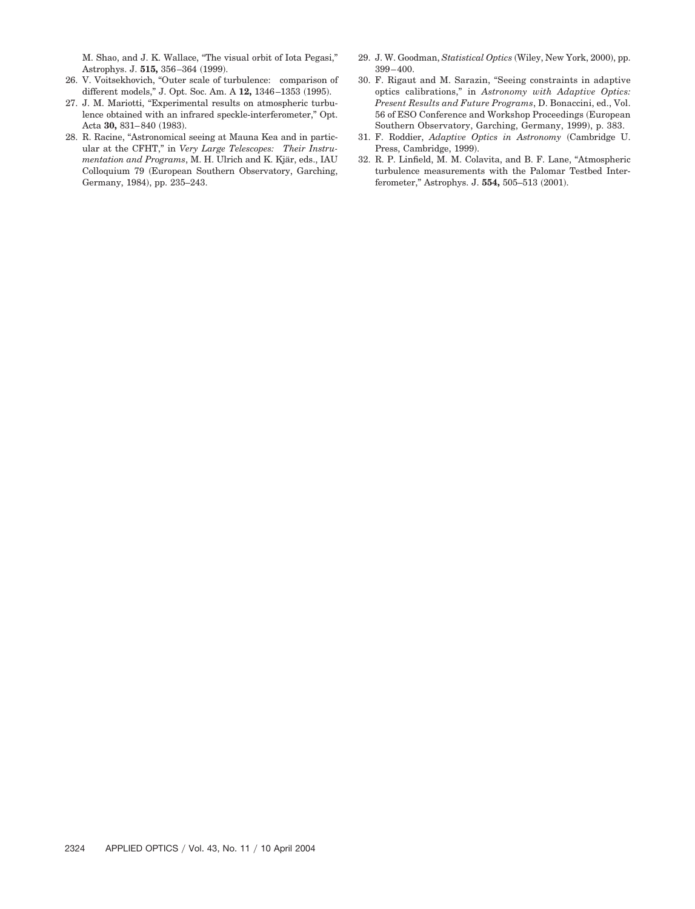M. Shao, and J. K. Wallace, "The visual orbit of Iota Pegasi," Astrophys. J. **515,** 356–364 (1999).

26. V. Voitsekhovich, "Outer scale of turbulence: comparison of different models," J. Opt. Soc. Am. A **12,** 1346–1353 (1995).
27. J. M. Mariotti, "Experimental results on atmospheric turbulence obtained with an infrared speckle-interferometer," Opt. Acta **30,** 831–840 (1983).
28. R. Racine, "Astronomical seeing at Mauna Kea and in particular at the CFHT," in *Very Large Telescopes: Their Instrumentation and Programs*, M. H. Ulrich and K. Kjär, eds., IAU Colloquium 79 (European Southern Observatory, Garching, Germany, 1984), pp. 235–243.
29. J. W. Goodman, *Statistical Optics* (Wiley, New York, 2000), pp. 399–400.
30. F. Rigaut and M. Sarazin, "Seeing constraints in adaptive optics calibrations," in *Astronomy with Adaptive Optics: Present Results and Future Programs*, D. Bonaccini, ed., Vol. 56 of ESO Conference and Workshop Proceedings (European Southern Observatory, Garching, Germany, 1999), p. 383.
31. F. Roddier, *Adaptive Optics in Astronomy* (Cambridge U. Press, Cambridge, 1999).
32. R. P. Linfield, M. M. Colavita, and B. F. Lane, "Atmospheric turbulence measurements with the Palomar Testbed Interferometer," Astrophys. J. **554,** 505–513 (2001).